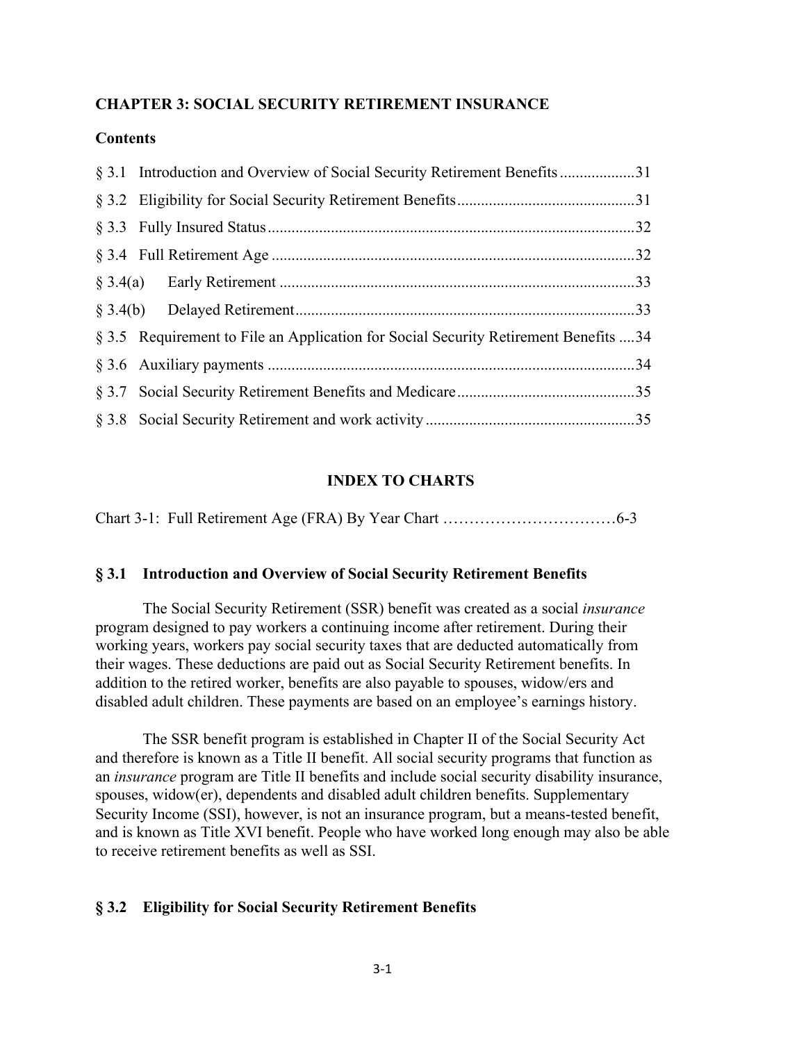**CHAPTER 3: SOCIAL SECURITY RETIREMENT INSURANCE**

**Contents**

§ 3.1 Introduction and Overview of Social Security Retirement Benefits ..................31

§ 3.2 Eligibility for Social Security Retirement Benefits .............................................31

§ 3.3 Fully Insured Status .............................................................................................32

§ 3.4 Full Retirement Age ............................................................................................32

§ 3.4(a) Early Retirement ..........................................................................................33

§ 3.4(b) Delayed Retirement ......................................................................................33

§ 3.5 Requirement to File an Application for Social Security Retirement Benefits ....34

§ 3.6 Auxiliary payments .............................................................................................34

§ 3.7 Social Security Retirement Benefits and Medicare .............................................35

§ 3.8 Social Security Retirement and work activity .....................................................35

**INDEX TO CHARTS**

Chart 3-1: Full Retirement Age (FRA) By Year Chart ……………………………6-3

## § 3.1 Introduction and Overview of Social Security Retirement Benefits

The Social Security Retirement (SSR) benefit was created as a social *insurance* program designed to pay workers a continuing income after retirement. During their working years, workers pay social security taxes that are deducted automatically from their wages. These deductions are paid out as Social Security Retirement benefits. In addition to the retired worker, benefits are also payable to spouses, widow/ers and disabled adult children. These payments are based on an employee's earnings history.

The SSR benefit program is established in Chapter II of the Social Security Act and therefore is known as a Title II benefit. All social security programs that function as an *insurance* program are Title II benefits and include social security disability insurance, spouses, widow(er), dependents and disabled adult children benefits. Supplementary Security Income (SSI), however, is not an insurance program, but a means-tested benefit, and is known as Title XVI benefit. People who have worked long enough may also be able to receive retirement benefits as well as SSI.

## § 3.2 Eligibility for Social Security Retirement Benefits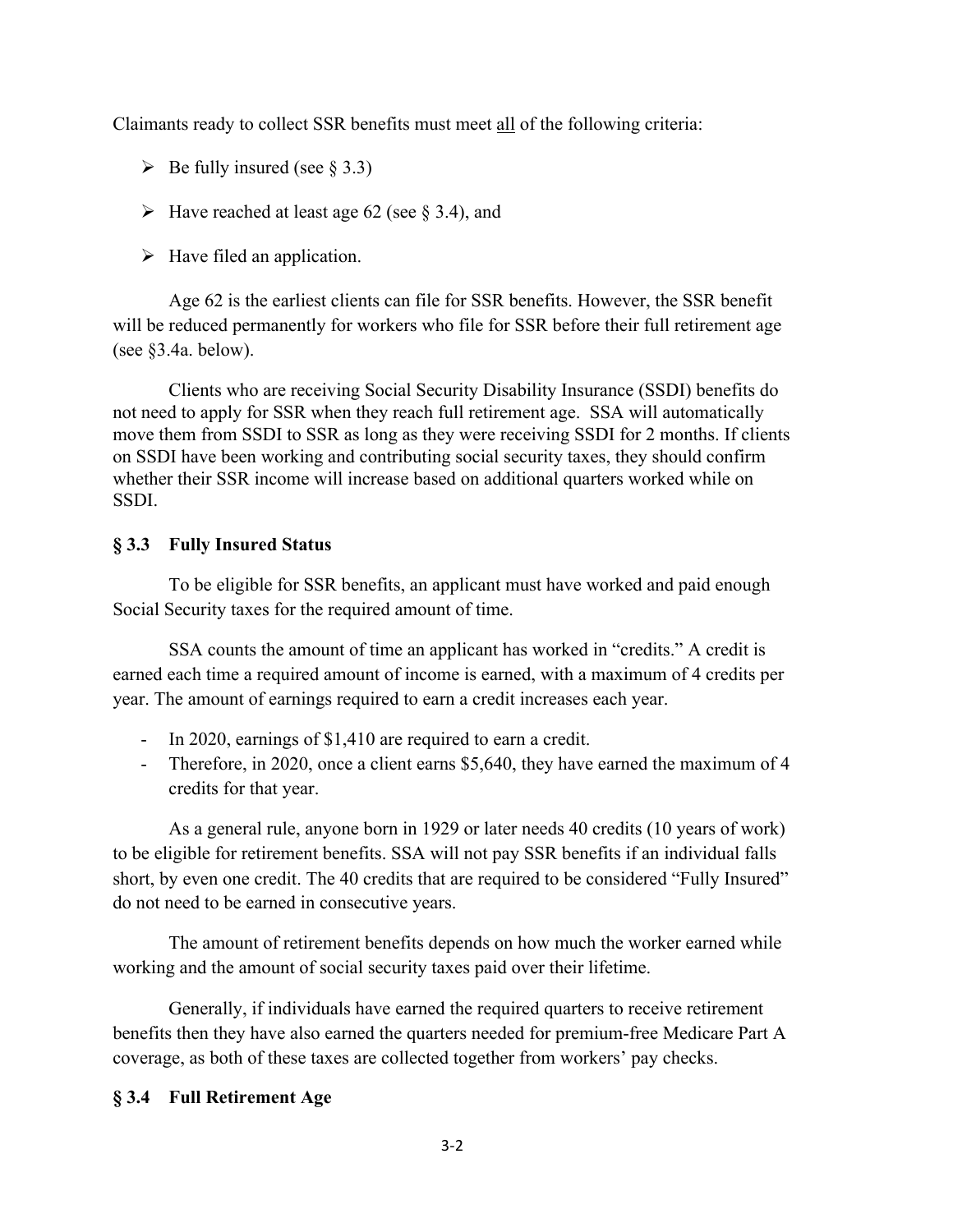Claimants ready to collect SSR benefits must meet all of the following criteria:

- Be fully insured (see § 3.3)
- Have reached at least age 62 (see § 3.4), and
- Have filed an application.

Age 62 is the earliest clients can file for SSR benefits. However, the SSR benefit will be reduced permanently for workers who file for SSR before their full retirement age (see §3.4a. below).

Clients who are receiving Social Security Disability Insurance (SSDI) benefits do not need to apply for SSR when they reach full retirement age. SSA will automatically move them from SSDI to SSR as long as they were receiving SSDI for 2 months. If clients on SSDI have been working and contributing social security taxes, they should confirm whether their SSR income will increase based on additional quarters worked while on SSDI.

## § 3.3 Fully Insured Status

To be eligible for SSR benefits, an applicant must have worked and paid enough Social Security taxes for the required amount of time.

SSA counts the amount of time an applicant has worked in "credits." A credit is earned each time a required amount of income is earned, with a maximum of 4 credits per year. The amount of earnings required to earn a credit increases each year.

- In 2020, earnings of $1,410 are required to earn a credit.
- Therefore, in 2020, once a client earns $5,640, they have earned the maximum of 4 credits for that year.

As a general rule, anyone born in 1929 or later needs 40 credits (10 years of work) to be eligible for retirement benefits. SSA will not pay SSR benefits if an individual falls short, by even one credit. The 40 credits that are required to be considered "Fully Insured" do not need to be earned in consecutive years.

The amount of retirement benefits depends on how much the worker earned while working and the amount of social security taxes paid over their lifetime.

Generally, if individuals have earned the required quarters to receive retirement benefits then they have also earned the quarters needed for premium-free Medicare Part A coverage, as both of these taxes are collected together from workers' pay checks.

## § 3.4 Full Retirement Age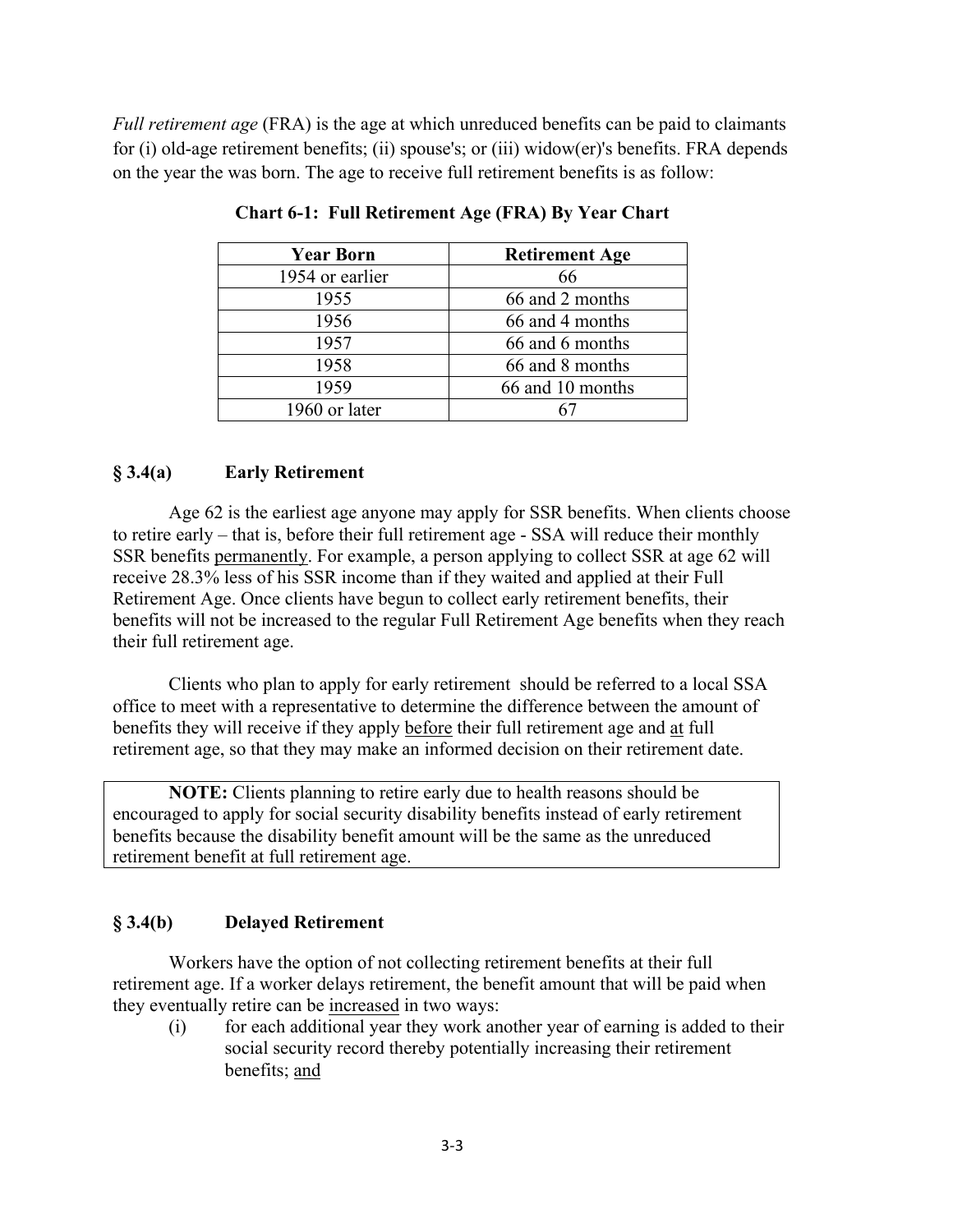*Full retirement age* (FRA) is the age at which unreduced benefits can be paid to claimants for (i) old-age retirement benefits; (ii) spouse's; or (iii) widow(er)'s benefits. FRA depends on the year the was born. The age to receive full retirement benefits is as follow:

**Chart 6-1: Full Retirement Age (FRA) By Year Chart**

| Year Born | Retirement Age |
|---|---|
| 1954 or earlier | 66 |
| 1955 | 66 and 2 months |
| 1956 | 66 and 4 months |
| 1957 | 66 and 6 months |
| 1958 | 66 and 8 months |
| 1959 | 66 and 10 months |
| 1960 or later | 67 |

### § 3.4(a) Early Retirement

Age 62 is the earliest age anyone may apply for SSR benefits. When clients choose to retire early – that is, before their full retirement age - SSA will reduce their monthly SSR benefits <u>permanently</u>. For example, a person applying to collect SSR at age 62 will receive 28.3% less of his SSR income than if they waited and applied at their Full Retirement Age. Once clients have begun to collect early retirement benefits, their benefits will not be increased to the regular Full Retirement Age benefits when they reach their full retirement age.

Clients who plan to apply for early retirement should be referred to a local SSA office to meet with a representative to determine the difference between the amount of benefits they will receive if they apply <u>before</u> their full retirement age and <u>at</u> full retirement age, so that they may make an informed decision on their retirement date.

> **NOTE:** Clients planning to retire early due to health reasons should be encouraged to apply for social security disability benefits instead of early retirement benefits because the disability benefit amount will be the same as the unreduced retirement benefit at full retirement age.

### § 3.4(b) Delayed Retirement

Workers have the option of not collecting retirement benefits at their full retirement age. If a worker delays retirement, the benefit amount that will be paid when they eventually retire can be <u>increased</u> in two ways:

(i) for each additional year they work another year of earning is added to their social security record thereby potentially increasing their retirement benefits; <u>and</u>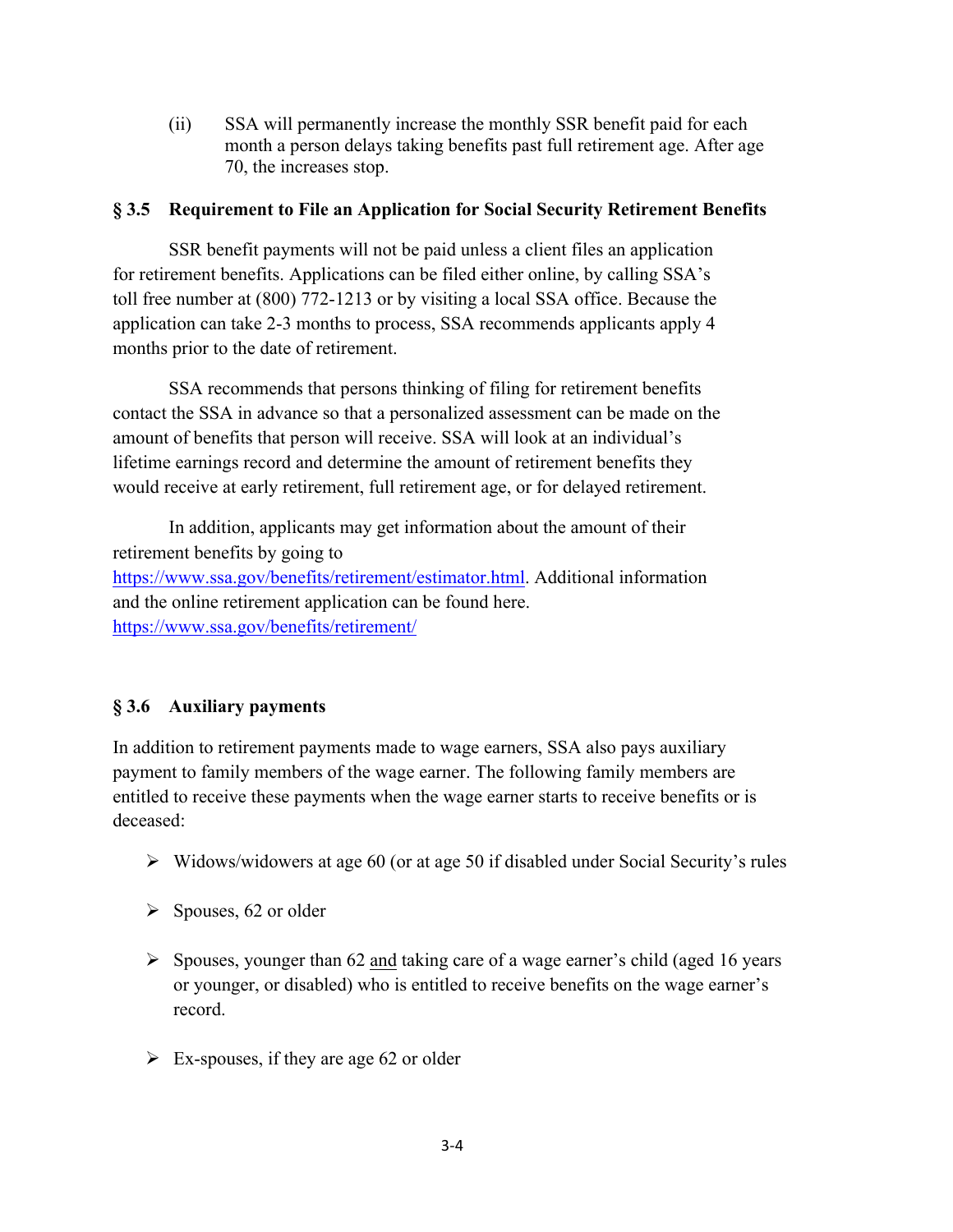(ii) SSA will permanently increase the monthly SSR benefit paid for each month a person delays taking benefits past full retirement age. After age 70, the increases stop.

## § 3.5 Requirement to File an Application for Social Security Retirement Benefits

SSR benefit payments will not be paid unless a client files an application for retirement benefits. Applications can be filed either online, by calling SSA's toll free number at (800) 772-1213 or by visiting a local SSA office. Because the application can take 2-3 months to process, SSA recommends applicants apply 4 months prior to the date of retirement.

SSA recommends that persons thinking of filing for retirement benefits contact the SSA in advance so that a personalized assessment can be made on the amount of benefits that person will receive. SSA will look at an individual's lifetime earnings record and determine the amount of retirement benefits they would receive at early retirement, full retirement age, or for delayed retirement.

In addition, applicants may get information about the amount of their retirement benefits by going to https://www.ssa.gov/benefits/retirement/estimator.html. Additional information and the online retirement application can be found here. https://www.ssa.gov/benefits/retirement/

## § 3.6 Auxiliary payments

In addition to retirement payments made to wage earners, SSA also pays auxiliary payment to family members of the wage earner. The following family members are entitled to receive these payments when the wage earner starts to receive benefits or is deceased:

- Widows/widowers at age 60 (or at age 50 if disabled under Social Security's rules
- Spouses, 62 or older
- Spouses, younger than 62 <u>and</u> taking care of a wage earner's child (aged 16 years or younger, or disabled) who is entitled to receive benefits on the wage earner's record.
- Ex-spouses, if they are age 62 or older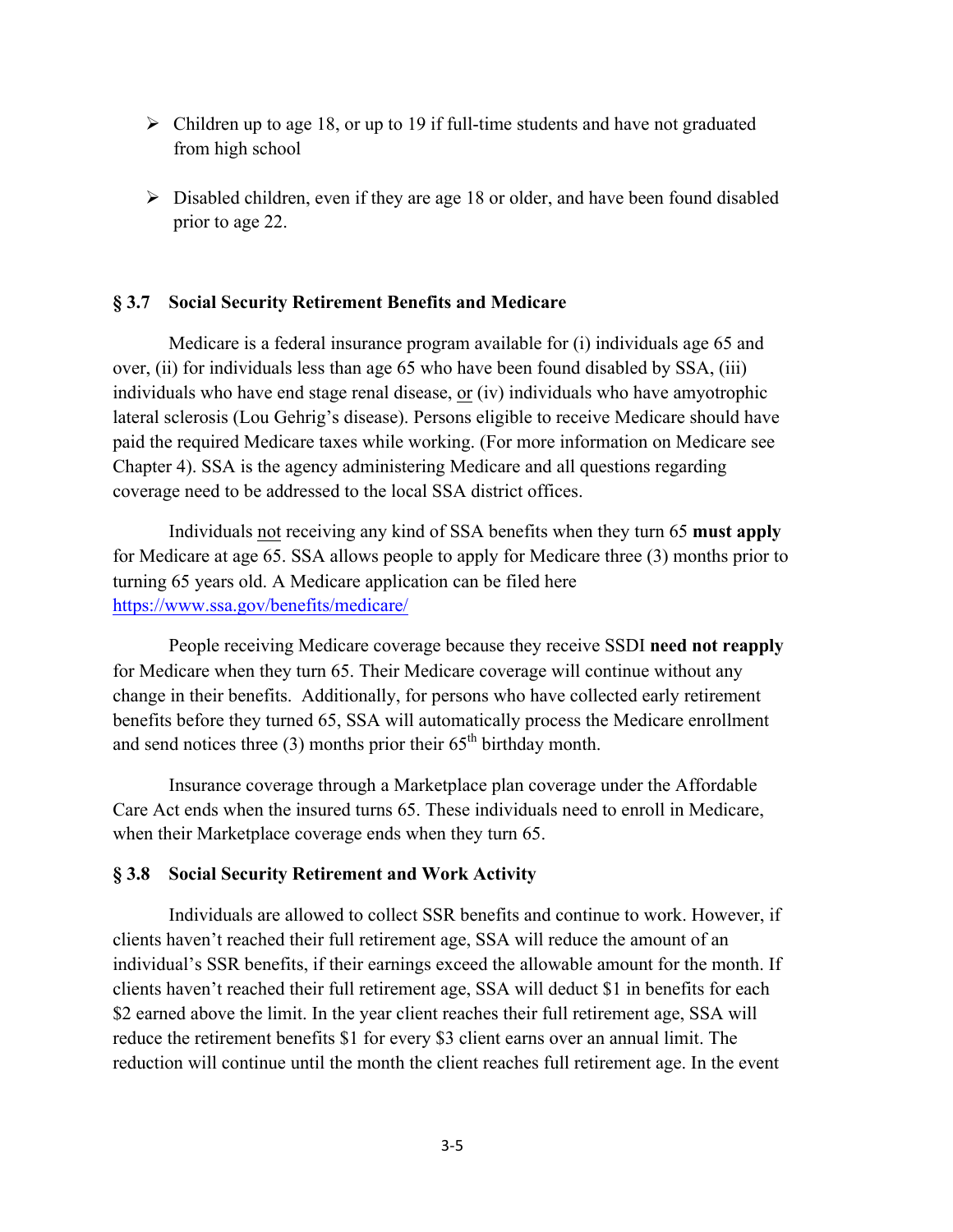- Children up to age 18, or up to 19 if full-time students and have not graduated from high school

- Disabled children, even if they are age 18 or older, and have been found disabled prior to age 22.

### § 3.7 Social Security Retirement Benefits and Medicare

Medicare is a federal insurance program available for (i) individuals age 65 and over, (ii) for individuals less than age 65 who have been found disabled by SSA, (iii) individuals who have end stage renal disease, or (iv) individuals who have amyotrophic lateral sclerosis (Lou Gehrig's disease). Persons eligible to receive Medicare should have paid the required Medicare taxes while working. (For more information on Medicare see Chapter 4). SSA is the agency administering Medicare and all questions regarding coverage need to be addressed to the local SSA district offices.

Individuals not receiving any kind of SSA benefits when they turn 65 **must apply** for Medicare at age 65. SSA allows people to apply for Medicare three (3) months prior to turning 65 years old. A Medicare application can be filed here https://www.ssa.gov/benefits/medicare/

People receiving Medicare coverage because they receive SSDI **need not reapply** for Medicare when they turn 65. Their Medicare coverage will continue without any change in their benefits. Additionally, for persons who have collected early retirement benefits before they turned 65, SSA will automatically process the Medicare enrollment and send notices three (3) months prior their 65th birthday month.

Insurance coverage through a Marketplace plan coverage under the Affordable Care Act ends when the insured turns 65. These individuals need to enroll in Medicare, when their Marketplace coverage ends when they turn 65.

### § 3.8 Social Security Retirement and Work Activity

Individuals are allowed to collect SSR benefits and continue to work. However, if clients haven't reached their full retirement age, SSA will reduce the amount of an individual's SSR benefits, if their earnings exceed the allowable amount for the month. If clients haven't reached their full retirement age, SSA will deduct $1 in benefits for each $2 earned above the limit. In the year client reaches their full retirement age, SSA will reduce the retirement benefits $1 for every $3 client earns over an annual limit. The reduction will continue until the month the client reaches full retirement age. In the event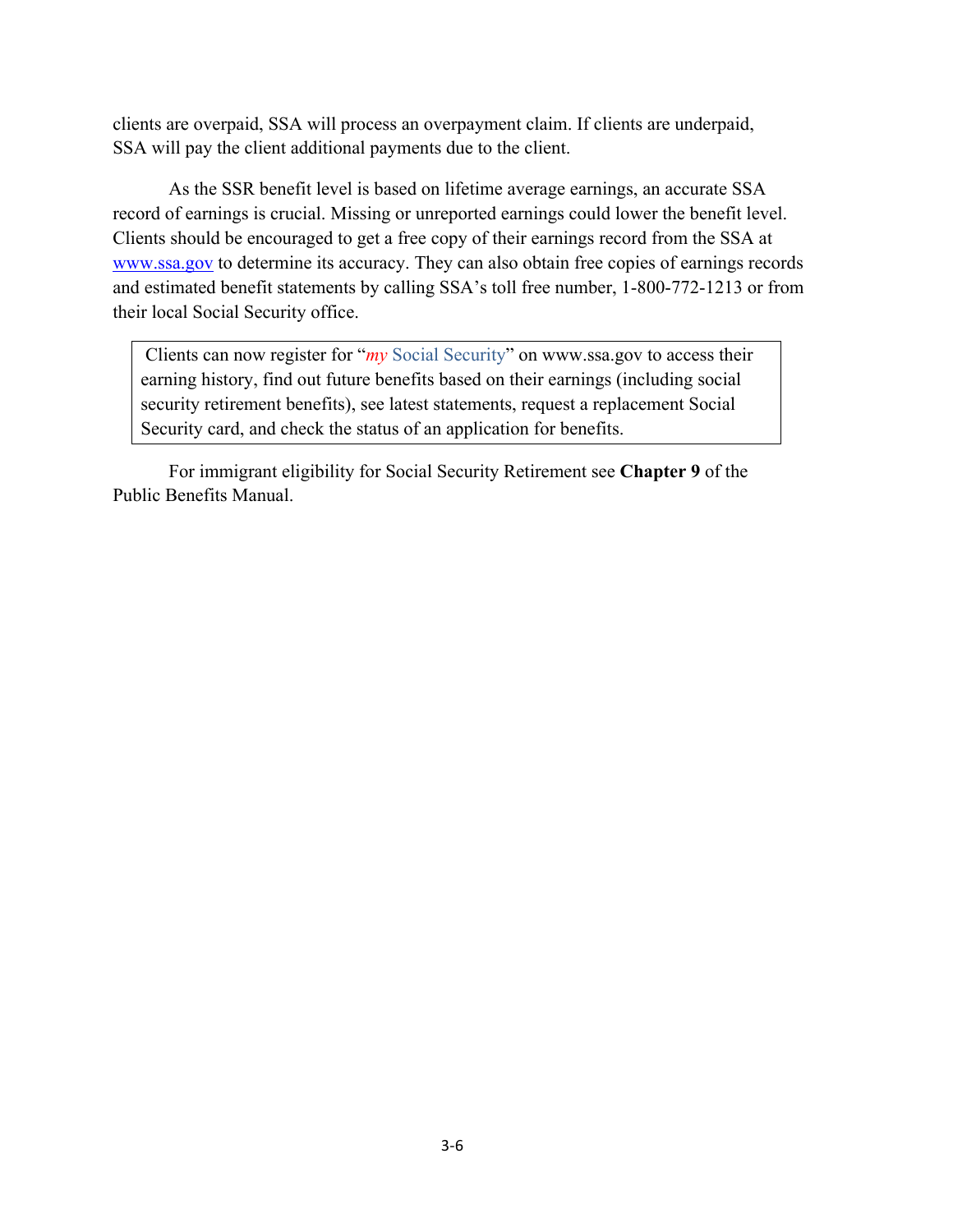clients are overpaid, SSA will process an overpayment claim. If clients are underpaid, SSA will pay the client additional payments due to the client.

As the SSR benefit level is based on lifetime average earnings, an accurate SSA record of earnings is crucial. Missing or unreported earnings could lower the benefit level. Clients should be encouraged to get a free copy of their earnings record from the SSA at www.ssa.gov to determine its accuracy. They can also obtain free copies of earnings records and estimated benefit statements by calling SSA's toll free number, 1-800-772-1213 or from their local Social Security office.

> Clients can now register for "*my* Social Security" on www.ssa.gov to access their earning history, find out future benefits based on their earnings (including social security retirement benefits), see latest statements, request a replacement Social Security card, and check the status of an application for benefits.

For immigrant eligibility for Social Security Retirement see **Chapter 9** of the Public Benefits Manual.